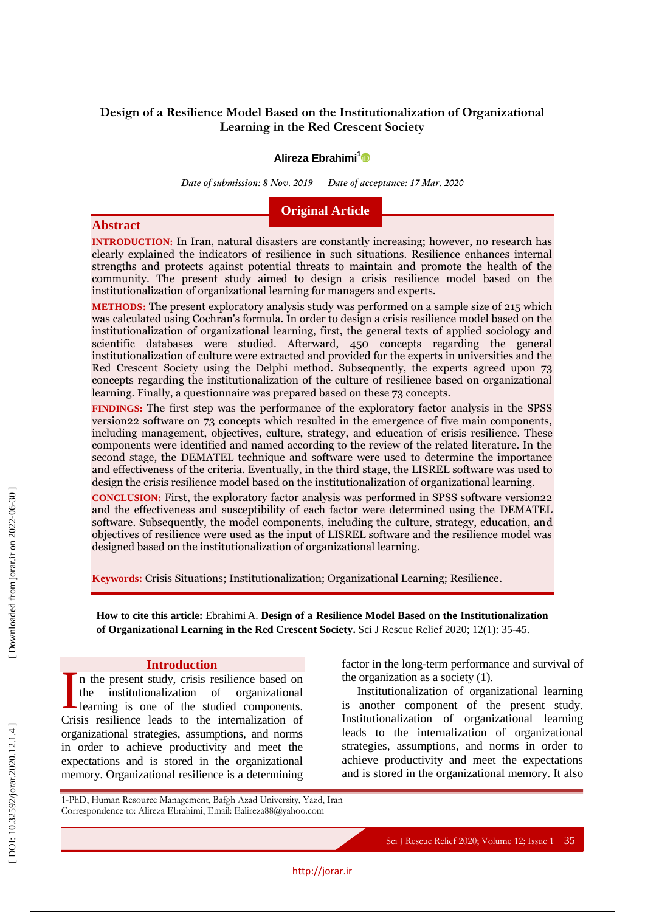# Design of a Resilience Model Based on the Institutionalization of Organizational Learning in the Red Crescent Society

**Alireza Ebrahimi**[1]

*Date of submission: 8 Nov. 2019 Date of acceptance: 17 Mar. 2020*

**Original Article**

## Abstract

**INTRODUCTION:** In Iran, natural disasters are constantly increasing; however, no research has clearly explained the indicators of resilience in such situations. Resilience enhances internal strengths and protects against potential threats to maintain and promote the health of the community. The present study aimed to design a crisis resilience model based on the institutionalization of organizational learning for managers and experts.

**METHODS:** The present exploratory analysis study was performed on a sample size of 215 which was calculated using Cochran's formula. In order to design a crisis resilience model based on the institutionalization of organizational learning, first, the general texts of applied sociology and scientific databases were studied. Afterward, 450 concepts regarding the general institutionalization of culture were extracted and provided for the experts in universities and the Red Crescent Society using the Delphi method. Subsequently, the experts agreed upon 73 concepts regarding the institutionalization of the culture of resilience based on organizational learning. Finally, a questionnaire was prepared based on these 73 concepts.

**FINDINGS:** The first step was the performance of the exploratory factor analysis in the SPSS version22 software on 73 concepts which resulted in the emergence of five main components, including management, objectives, culture, strategy, and education of crisis resilience. These components were identified and named according to the review of the related literature. In the second stage, the DEMATEL technique and software were used to determine the importance and effectiveness of the criteria. Eventually, in the third stage, the LISREL software was used to design the crisis resilience model based on the institutionalization of organizational learning.

**CONCLUSION:** First, the exploratory factor analysis was performed in SPSS software version22 and the effectiveness and susceptibility of each factor were determined using the DEMATEL software. Subsequently, the model components, including the culture, strategy, education, and objectives of resilience were used as the input of LISREL software and the resilience model was designed based on the institutionalization of organizational learning.

**Keywords:** Crisis Situations; Institutionalization; Organizational Learning; Resilience.

**How to cite this article:** Ebrahimi A. **Design of a Resilience Model Based on the Institutionalization of Organizational Learning in the Red Crescent Society.** Sci J Rescue Relief 2020; 12(1): 35-45.

## Introduction

In the present study, crisis resilience based on the institutionalization of organizational learning is one of the studied components. Crisis resilience leads to the internalization of organizational strategies, assumptions, and norms in order to achieve productivity and meet the expectations and is stored in the organizational memory. Organizational resilience is a determining factor in the long-term performance and survival of the organization as a society (1).

Institutionalization of organizational learning is another component of the present study. Institutionalization of organizational learning leads to the internalization of organizational strategies, assumptions, and norms in order to achieve productivity and meet the expectations and is stored in the organizational memory. It also

1-PhD, Human Resource Management, Bafgh Azad University, Yazd, Iran
Correspondence to: Alireza Ebrahimi, Email: Ealireza88@yahoo.com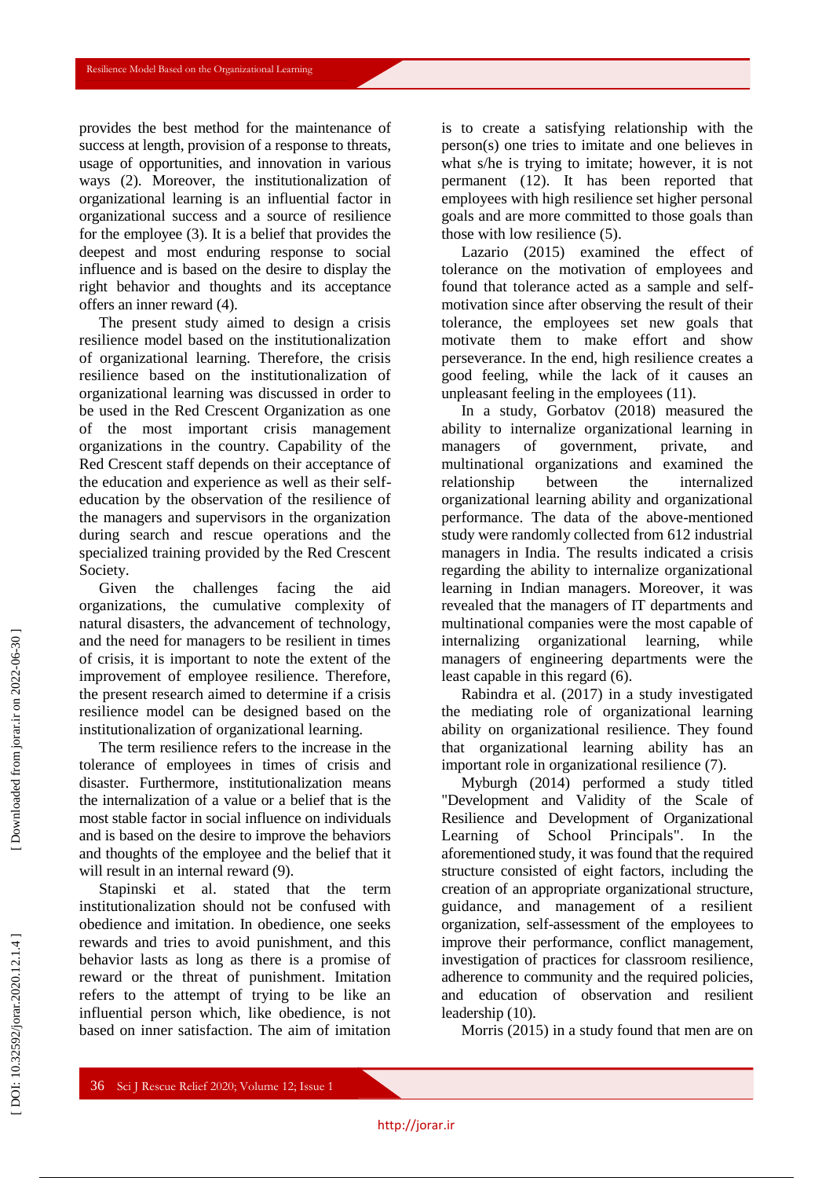provides the best method for the maintenance of success at length, provision of a response to threats, usage of opportunities, and innovation in various ways (2). Moreover, the institutionalization of organizational learning is an influential factor in organizational success and a source of resilience for the employee (3). It is a belief that provides the deepest and most enduring response to social influence and is based on the desire to display the right behavior and thoughts and its acceptance offers an inner reward (4).

The present study aimed to design a crisis resilience model based on the institutionalization of organizational learning. Therefore, the crisis resilience based on the institutionalization of organizational learning was discussed in order to be used in the Red Crescent Organization as one of the most important crisis management organizations in the country. Capability of the Red Crescent staff depends on their acceptance of the education and experience as well as their self-education by the observation of the resilience of the managers and supervisors in the organization during search and rescue operations and the specialized training provided by the Red Crescent Society.

Given the challenges facing the aid organizations, the cumulative complexity of natural disasters, the advancement of technology, and the need for managers to be resilient in times of crisis, it is important to note the extent of the improvement of employee resilience. Therefore, the present research aimed to determine if a crisis resilience model can be designed based on the institutionalization of organizational learning.

The term resilience refers to the increase in the tolerance of employees in times of crisis and disaster. Furthermore, institutionalization means the internalization of a value or a belief that is the most stable factor in social influence on individuals and is based on the desire to improve the behaviors and thoughts of the employee and the belief that it will result in an internal reward (9).

Stapinski et al. stated that the term institutionalization should not be confused with obedience and imitation. In obedience, one seeks rewards and tries to avoid punishment, and this behavior lasts as long as there is a promise of reward or the threat of punishment. Imitation refers to the attempt of trying to be like an influential person which, like obedience, is not based on inner satisfaction. The aim of imitation is to create a satisfying relationship with the person(s) one tries to imitate and one believes in what s/he is trying to imitate; however, it is not permanent (12). It has been reported that employees with high resilience set higher personal goals and are more committed to those goals than those with low resilience (5).

Lazario (2015) examined the effect of tolerance on the motivation of employees and found that tolerance acted as a sample and self-motivation since after observing the result of their tolerance, the employees set new goals that motivate them to make effort and show perseverance. In the end, high resilience creates a good feeling, while the lack of it causes an unpleasant feeling in the employees (11).

In a study, Gorbatov (2018) measured the ability to internalize organizational learning in managers of government, private, and multinational organizations and examined the relationship between the internalized organizational learning ability and organizational performance. The data of the above-mentioned study were randomly collected from 612 industrial managers in India. The results indicated a crisis regarding the ability to internalize organizational learning in Indian managers. Moreover, it was revealed that the managers of IT departments and multinational companies were the most capable of internalizing organizational learning, while managers of engineering departments were the least capable in this regard (6).

Rabindra et al. (2017) in a study investigated the mediating role of organizational learning ability on organizational resilience. They found that organizational learning ability has an important role in organizational resilience (7).

Myburgh (2014) performed a study titled "Development and Validity of the Scale of Resilience and Development of Organizational Learning of School Principals". In the aforementioned study, it was found that the required structure consisted of eight factors, including the creation of an appropriate organizational structure, guidance, and management of a resilient organization, self-assessment of the employees to improve their performance, conflict management, investigation of practices for classroom resilience, adherence to community and the required policies, and education of observation and resilient leadership (10).

Morris (2015) in a study found that men are on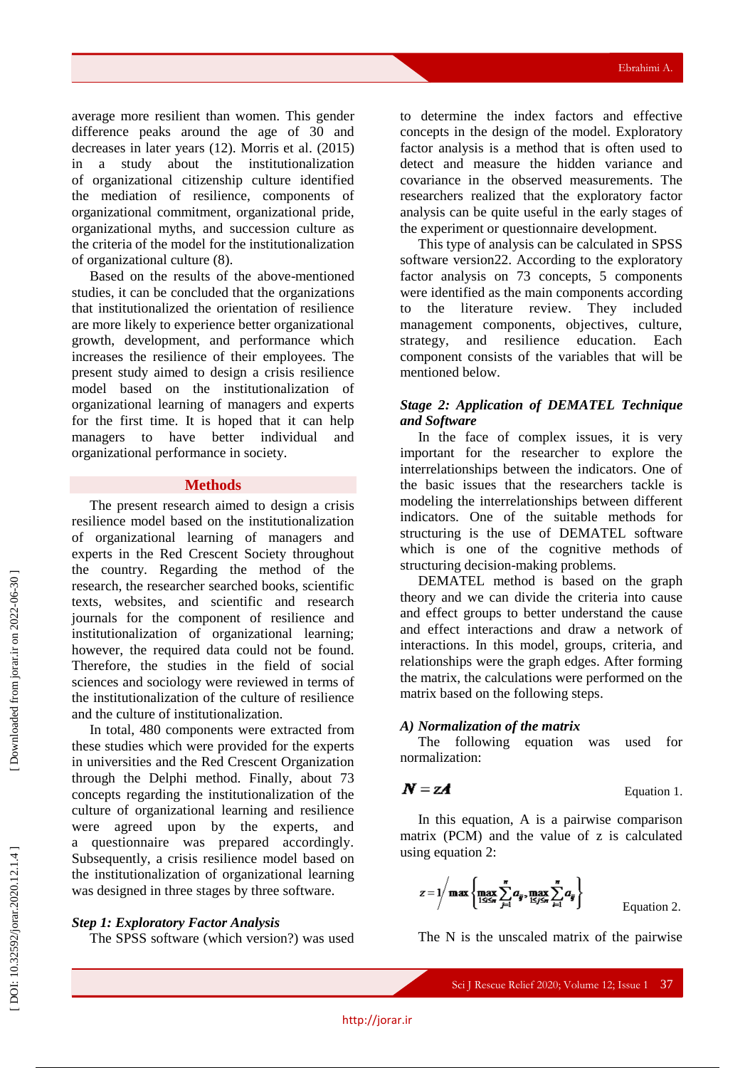average more resilient than women. This gender difference peaks around the age of 30 and decreases in later years (12). Morris et al. (2015) in a study about the institutionalization of organizational citizenship culture identified the mediation of resilience, components of organizational commitment, organizational pride, organizational myths, and succession culture as the criteria of the model for the institutionalization of organizational culture (8).

Based on the results of the above-mentioned studies, it can be concluded that the organizations that institutionalized the orientation of resilience are more likely to experience better organizational growth, development, and performance which increases the resilience of their employees. The present study aimed to design a crisis resilience model based on the institutionalization of organizational learning of managers and experts for the first time. It is hoped that it can help managers to have better individual and organizational performance in society.

## Methods

The present research aimed to design a crisis resilience model based on the institutionalization of organizational learning of managers and experts in the Red Crescent Society throughout the country. Regarding the method of the research, the researcher searched books, scientific texts, websites, and scientific and research journals for the component of resilience and institutionalization of organizational learning; however, the required data could not be found. Therefore, the studies in the field of social sciences and sociology were reviewed in terms of the institutionalization of the culture of resilience and the culture of institutionalization.

In total, 480 components were extracted from these studies which were provided for the experts in universities and the Red Crescent Organization through the Delphi method. Finally, about 73 concepts regarding the institutionalization of the culture of organizational learning and resilience were agreed upon by the experts, and a questionnaire was prepared accordingly. Subsequently, a crisis resilience model based on the institutionalization of organizational learning was designed in three stages by three software.

### *Step 1: Exploratory Factor Analysis*

The SPSS software (which version?) was used to determine the index factors and effective concepts in the design of the model. Exploratory factor analysis is a method that is often used to detect and measure the hidden variance and covariance in the observed measurements. The researchers realized that the exploratory factor analysis can be quite useful in the early stages of the experiment or questionnaire development.

This type of analysis can be calculated in SPSS software version22. According to the exploratory factor analysis on 73 concepts, 5 components were identified as the main components according to the literature review. They included management components, objectives, culture, strategy, and resilience education. Each component consists of the variables that will be mentioned below.

### *Stage 2: Application of DEMATEL Technique and Software*

In the face of complex issues, it is very important for the researcher to explore the interrelationships between the indicators. One of the basic issues that the researchers tackle is modeling the interrelationships between different indicators. One of the suitable methods for structuring is the use of DEMATEL software which is one of the cognitive methods of structuring decision-making problems.

DEMATEL method is based on the graph theory and we can divide the criteria into cause and effect groups to better understand the cause and effect interactions and draw a network of interactions. In this model, groups, criteria, and relationships were the graph edges. After forming the matrix, the calculations were performed on the matrix based on the following steps.

#### *A) Normalization of the matrix*

The following equation was used for normalization:

$$N = zA \qquad \text{Equation 1.}$$

In this equation, A is a pairwise comparison matrix (PCM) and the value of z is calculated using equation 2:

$$z = 1 \Big/ \max\left\{ \max_{1 \le i \le n} \sum_{j=1}^{n} a_{ij}, \max_{1 \le j \le n} \sum_{i=1}^{n} a_{ij} \right\} \qquad \text{Equation 2.}$$

The N is the unscaled matrix of the pairwise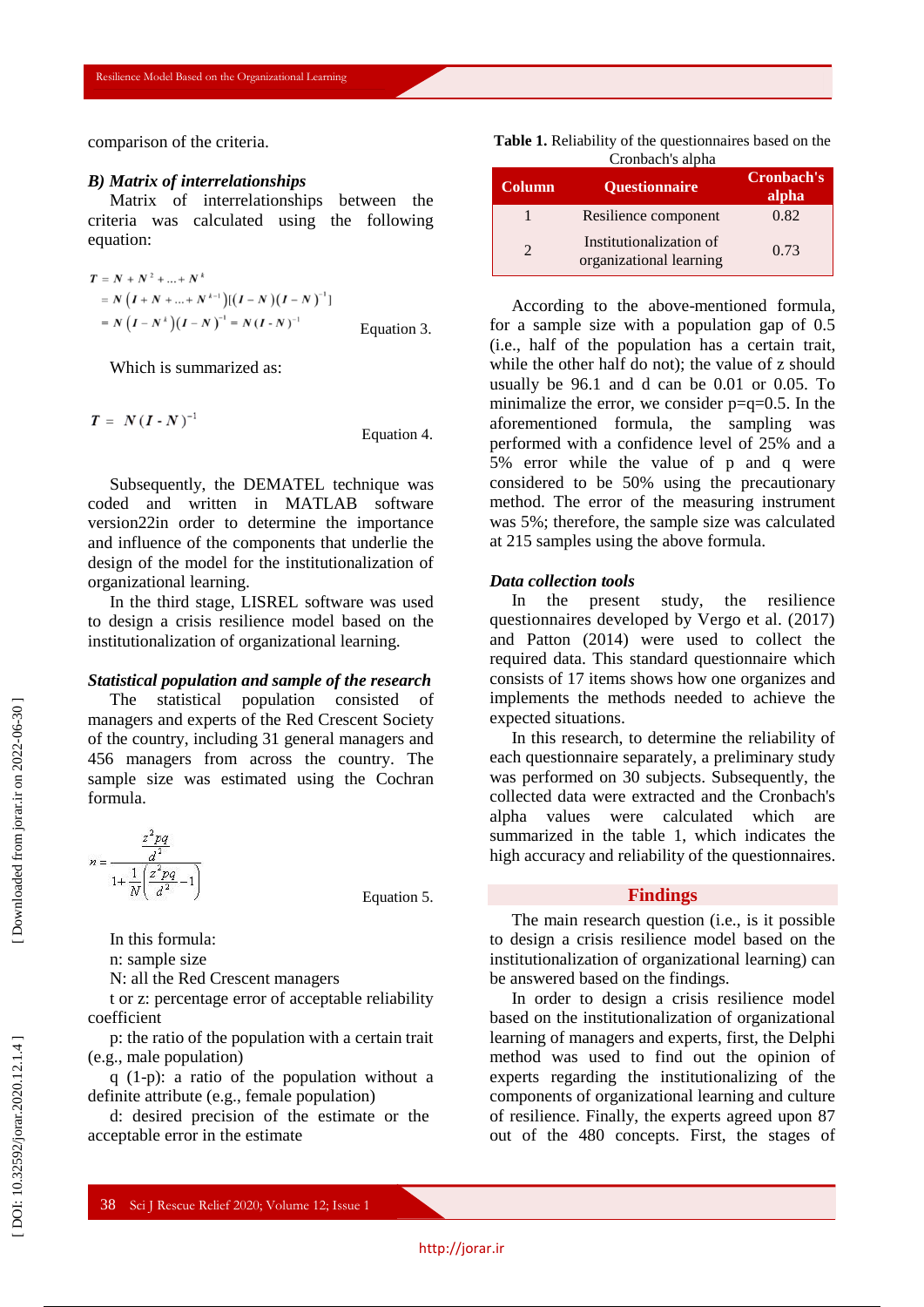comparison of the criteria.

***B) Matrix of interrelationships***

Matrix of interrelationships between the criteria was calculated using the following equation:

$$\begin{aligned} T &= N + N^2 + \ldots + N^k \\ &= N\left(I + N + \ldots + N^{k-1}\right)\left[(I-N)(I-N)^{-1}\right] \\ &= N\left(I - N^k\right)(I-N)^{-1} = N(I-N)^{-1} \end{aligned} \quad \text{Equation 3.}$$

Which is summarized as:

$$T = N(I-N)^{-1} \quad \text{Equation 4.}$$

Subsequently, the DEMATEL technique was coded and written in MATLAB software version22in order to determine the importance and influence of the components that underlie the design of the model for the institutionalization of organizational learning.

In the third stage, LISREL software was used to design a crisis resilience model based on the institutionalization of organizational learning.

***Statistical population and sample of the research***

The statistical population consisted of managers and experts of the Red Crescent Society of the country, including 31 general managers and 456 managers from across the country. The sample size was estimated using the Cochran formula.

$$n = \frac{\frac{z^2 pq}{d^2}}{1 + \frac{1}{N}\left(\frac{z^2 pq}{d^2} - 1\right)} \quad \text{Equation 5.}$$

In this formula:

n: sample size

N: all the Red Crescent managers

t or z: percentage error of acceptable reliability coefficient

p: the ratio of the population with a certain trait (e.g., male population)

q (1-p): a ratio of the population without a definite attribute (e.g., female population)

d: desired precision of the estimate or the acceptable error in the estimate

**Table 1.** Reliability of the questionnaires based on the Cronbach's alpha

| Column | Questionnaire | Cronbach's alpha |
|---|---|---|
| 1 | Resilience component | 0.82 |
| 2 | Institutionalization of organizational learning | 0.73 |

According to the above-mentioned formula, for a sample size with a population gap of 0.5 (i.e., half of the population has a certain trait, while the other half do not); the value of z should usually be 96.1 and d can be 0.01 or 0.05. To minimalize the error, we consider p=q=0.5. In the aforementioned formula, the sampling was performed with a confidence level of 25% and a 5% error while the value of p and q were considered to be 50% using the precautionary method. The error of the measuring instrument was 5%; therefore, the sample size was calculated at 215 samples using the above formula.

***Data collection tools***

In the present study, the resilience questionnaires developed by Vergo et al. (2017) and Patton (2014) were used to collect the required data. This standard questionnaire which consists of 17 items shows how one organizes and implements the methods needed to achieve the expected situations.

In this research, to determine the reliability of each questionnaire separately, a preliminary study was performed on 30 subjects. Subsequently, the collected data were extracted and the Cronbach's alpha values were calculated which are summarized in the table 1, which indicates the high accuracy and reliability of the questionnaires.

## Findings

The main research question (i.e., is it possible to design a crisis resilience model based on the institutionalization of organizational learning) can be answered based on the findings.

In order to design a crisis resilience model based on the institutionalization of organizational learning of managers and experts, first, the Delphi method was used to find out the opinion of experts regarding the institutionalizing of the components of organizational learning and culture of resilience. Finally, the experts agreed upon 87 out of the 480 concepts. First, the stages of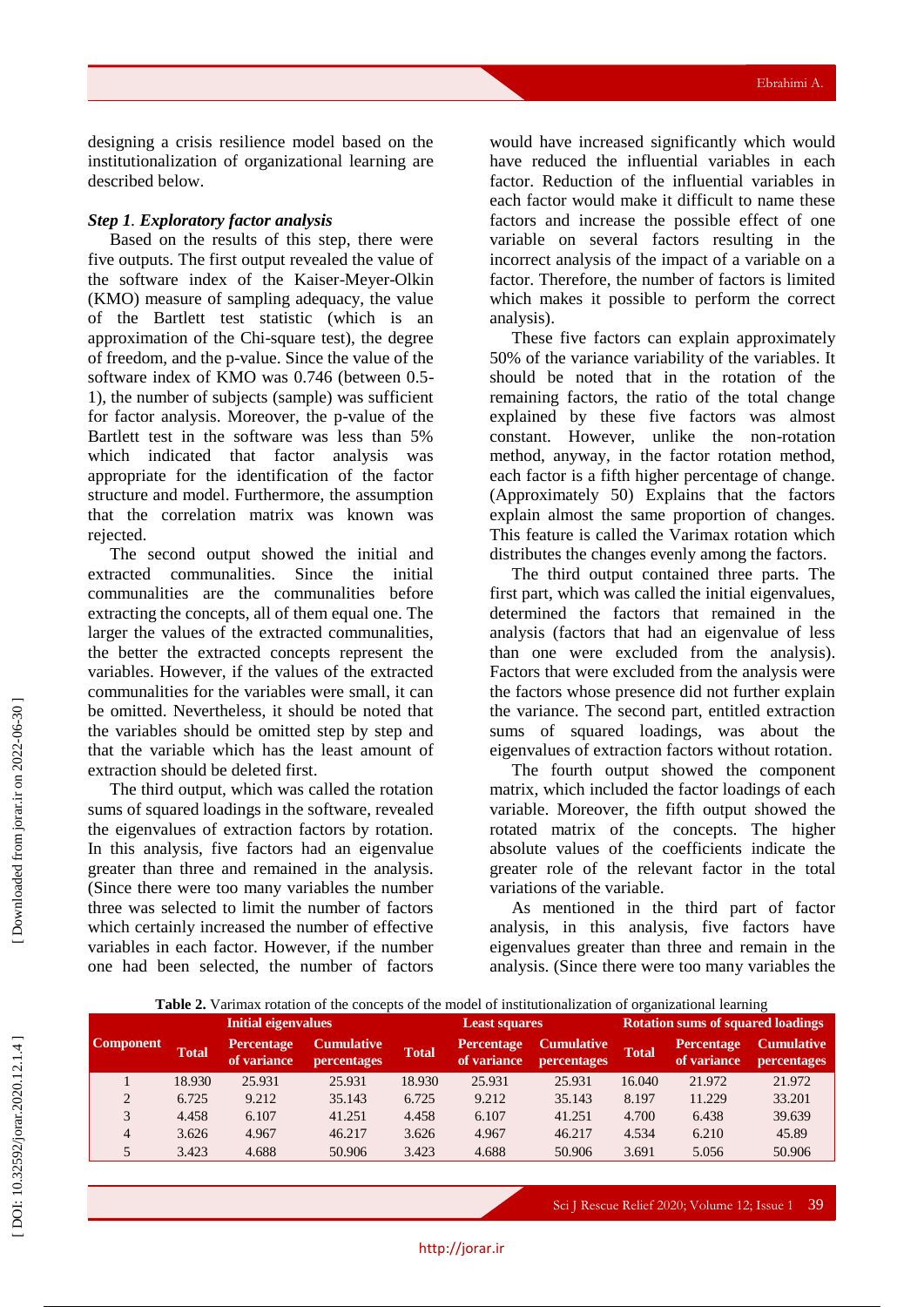designing a crisis resilience model based on the institutionalization of organizational learning are described below.

***Step 1*. *Exploratory factor analysis***

Based on the results of this step, there were five outputs. The first output revealed the value of the software index of the Kaiser-Meyer-Olkin (KMO) measure of sampling adequacy, the value of the Bartlett test statistic (which is an approximation of the Chi-square test), the degree of freedom, and the p-value. Since the value of the software index of KMO was 0.746 (between 0.5-1), the number of subjects (sample) was sufficient for factor analysis. Moreover, the p-value of the Bartlett test in the software was less than 5% which indicated that factor analysis was appropriate for the identification of the factor structure and model. Furthermore, the assumption that the correlation matrix was known was rejected.

The second output showed the initial and extracted communalities. Since the initial communalities are the communalities before extracting the concepts, all of them equal one. The larger the values of the extracted communalities, the better the extracted concepts represent the variables. However, if the values of the extracted communalities for the variables were small, it can be omitted. Nevertheless, it should be noted that the variables should be omitted step by step and that the variable which has the least amount of extraction should be deleted first.

The third output, which was called the rotation sums of squared loadings in the software, revealed the eigenvalues of extraction factors by rotation. In this analysis, five factors had an eigenvalue greater than three and remained in the analysis. (Since there were too many variables the number three was selected to limit the number of factors which certainly increased the number of effective variables in each factor. However, if the number one had been selected, the number of factors would have increased significantly which would have reduced the influential variables in each factor. Reduction of the influential variables in each factor would make it difficult to name these factors and increase the possible effect of one variable on several factors resulting in the incorrect analysis of the impact of a variable on a factor. Therefore, the number of factors is limited which makes it possible to perform the correct analysis).

These five factors can explain approximately 50% of the variance variability of the variables. It should be noted that in the rotation of the remaining factors, the ratio of the total change explained by these five factors was almost constant. However, unlike the non-rotation method, anyway, in the factor rotation method, each factor is a fifth higher percentage of change. (Approximately 50) Explains that the factors explain almost the same proportion of changes. This feature is called the Varimax rotation which distributes the changes evenly among the factors.

The third output contained three parts. The first part, which was called the initial eigenvalues, determined the factors that remained in the analysis (factors that had an eigenvalue of less than one were excluded from the analysis). Factors that were excluded from the analysis were the factors whose presence did not further explain the variance. The second part, entitled extraction sums of squared loadings, was about the eigenvalues of extraction factors without rotation.

The fourth output showed the component matrix, which included the factor loadings of each variable. Moreover, the fifth output showed the rotated matrix of the concepts. The higher absolute values of the coefficients indicate the greater role of the relevant factor in the total variations of the variable.

As mentioned in the third part of factor analysis, in this analysis, five factors have eigenvalues greater than three and remain in the analysis. (Since there were too many variables the

**Table 2.** Varimax rotation of the concepts of the model of institutionalization of organizational learning

| Component | Initial eigenvalues | | | Least squares | | | Rotation sums of squared loadings | | |
|---|---|---|---|---|---|---|---|---|---|
| | Total | Percentage of variance | Cumulative percentages | Total | Percentage of variance | Cumulative percentages | Total | Percentage of variance | Cumulative percentages |
| 1 | 18.930 | 25.931 | 25.931 | 18.930 | 25.931 | 25.931 | 16.040 | 21.972 | 21.972 |
| 2 | 6.725 | 9.212 | 35.143 | 6.725 | 9.212 | 35.143 | 8.197 | 11.229 | 33.201 |
| 3 | 4.458 | 6.107 | 41.251 | 4.458 | 6.107 | 41.251 | 4.700 | 6.438 | 39.639 |
| 4 | 3.626 | 4.967 | 46.217 | 3.626 | 4.967 | 46.217 | 4.534 | 6.210 | 45.89 |
| 5 | 3.423 | 4.688 | 50.906 | 3.423 | 4.688 | 50.906 | 3.691 | 5.056 | 50.906 |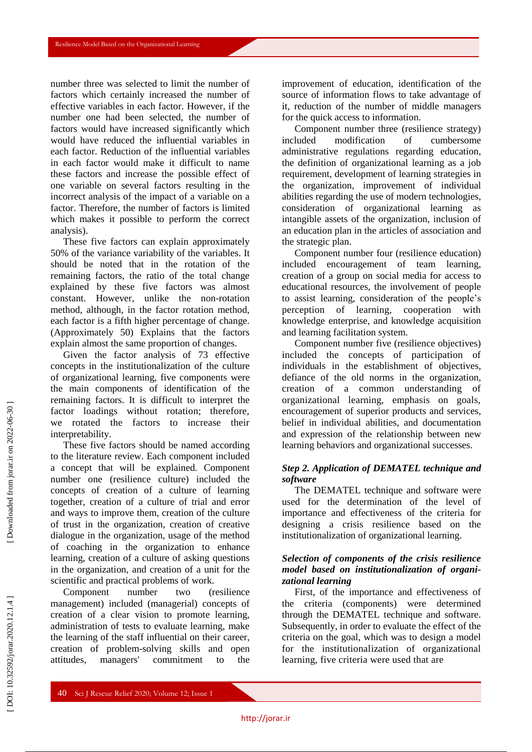number three was selected to limit the number of factors which certainly increased the number of effective variables in each factor. However, if the number one had been selected, the number of factors would have increased significantly which would have reduced the influential variables in each factor. Reduction of the influential variables in each factor would make it difficult to name these factors and increase the possible effect of one variable on several factors resulting in the incorrect analysis of the impact of a variable on a factor. Therefore, the number of factors is limited which makes it possible to perform the correct analysis).

These five factors can explain approximately 50% of the variance variability of the variables. It should be noted that in the rotation of the remaining factors, the ratio of the total change explained by these five factors was almost constant. However, unlike the non-rotation method, although, in the factor rotation method, each factor is a fifth higher percentage of change. (Approximately 50) Explains that the factors explain almost the same proportion of changes.

Given the factor analysis of 73 effective concepts in the institutionalization of the culture of organizational learning, five components were the main components of identification of the remaining factors. It is difficult to interpret the factor loadings without rotation; therefore, we rotated the factors to increase their interpretability.

These five factors should be named according to the literature review. Each component included a concept that will be explained. Component number one (resilience culture) included the concepts of creation of a culture of learning together, creation of a culture of trial and error and ways to improve them, creation of the culture of trust in the organization, creation of creative dialogue in the organization, usage of the method of coaching in the organization to enhance learning, creation of a culture of asking questions in the organization, and creation of a unit for the scientific and practical problems of work.

Component number two (resilience management) included (managerial) concepts of creation of a clear vision to promote learning, administration of tests to evaluate learning, make the learning of the staff influential on their career, creation of problem-solving skills and open attitudes, managers' commitment to the improvement of education, identification of the source of information flows to take advantage of it, reduction of the number of middle managers for the quick access to information.

Component number three (resilience strategy) included modification of cumbersome administrative regulations regarding education, the definition of organizational learning as a job requirement, development of learning strategies in the organization, improvement of individual abilities regarding the use of modern technologies, consideration of organizational learning as intangible assets of the organization, inclusion of an education plan in the articles of association and the strategic plan.

Component number four (resilience education) included encouragement of team learning, creation of a group on social media for access to educational resources, the involvement of people to assist learning, consideration of the people's perception of learning, cooperation with knowledge enterprise, and knowledge acquisition and learning facilitation system.

Component number five (resilience objectives) included the concepts of participation of individuals in the establishment of objectives, defiance of the old norms in the organization, creation of a common understanding of organizational learning, emphasis on goals, encouragement of superior products and services, belief in individual abilities, and documentation and expression of the relationship between new learning behaviors and organizational successes.

### *Step 2. Application of DEMATEL technique and software*

The DEMATEL technique and software were used for the determination of the level of importance and effectiveness of the criteria for designing a crisis resilience based on the institutionalization of organizational learning.

### *Selection of components of the crisis resilience model based on institutionalization of organizational learning*

First, of the importance and effectiveness of the criteria (components) were determined through the DEMATEL technique and software. Subsequently, in order to evaluate the effect of the criteria on the goal, which was to design a model for the institutionalization of organizational learning, five criteria were used that are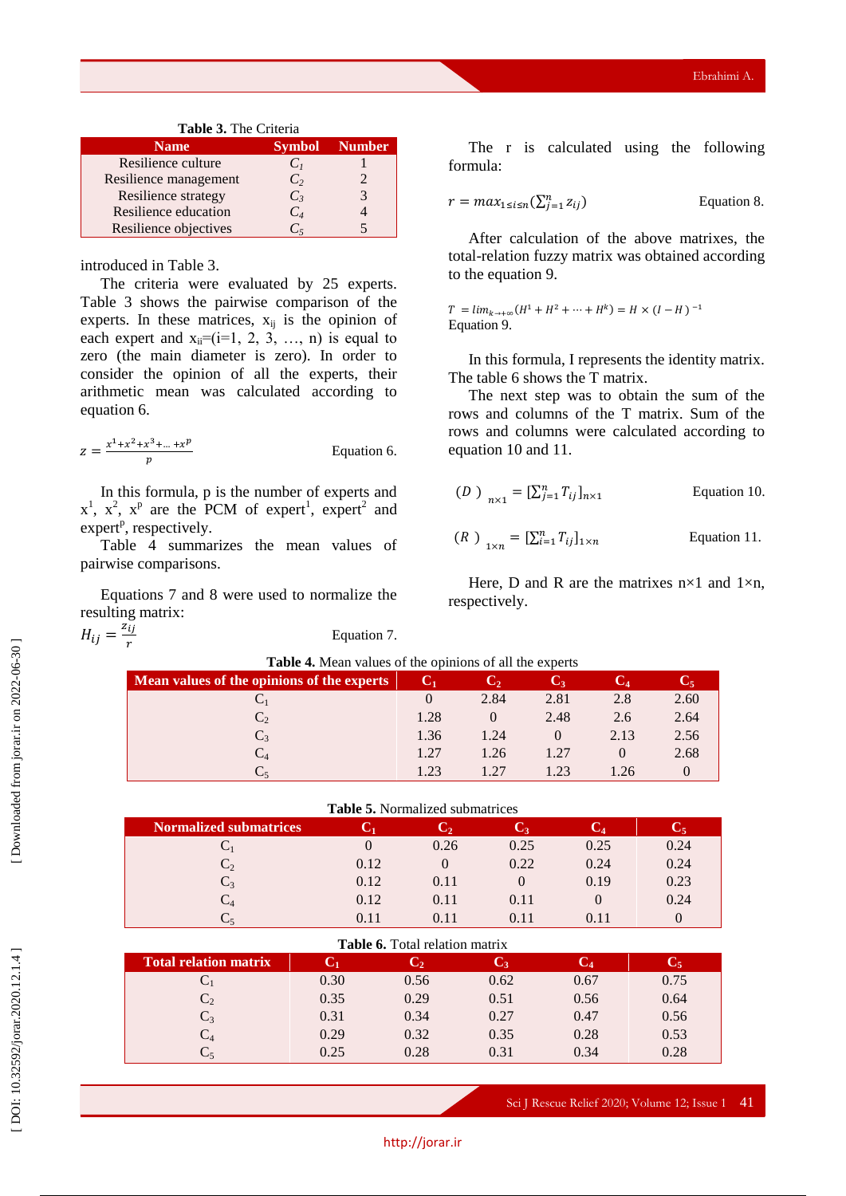**Table 3.** The Criteria

| Name | Symbol | Number |
|---|---|---|
| Resilience culture | $C_1$ | 1 |
| Resilience management | $C_2$ | 2 |
| Resilience strategy | $C_3$ | 3 |
| Resilience education | $C_4$ | 4 |
| Resilience objectives | $C_5$ | 5 |

introduced in Table 3.

The criteria were evaluated by 25 experts. Table 3 shows the pairwise comparison of the experts. In these matrices, $x_{ij}$ is the opinion of each expert and $x_{ii}$=(i=1, 2, 3, …, n) is equal to zero (the main diameter is zero). In order to consider the opinion of all the experts, their arithmetic mean was calculated according to equation 6.

$$z = \frac{x^1+x^2+x^3+\ldots+x^p}{p} \qquad \text{Equation 6.}$$

In this formula, p is the number of experts and $x^1$, $x^2$, $x^p$ are the PCM of expert[1], expert[2] and expert[p], respectively.

Table 4 summarizes the mean values of pairwise comparisons.

Equations 7 and 8 were used to normalize the resulting matrix:

$$H_{ij} = \frac{z_{ij}}{r} \qquad \text{Equation 7.}$$

The r is calculated using the following formula:

$$r = max_{1\le i\le n}\left(\sum_{j=1}^{n} z_{ij}\right) \qquad \text{Equation 8.}$$

After calculation of the above matrixes, the total-relation fuzzy matrix was obtained according to the equation 9.

$$T = lim_{k\to+\infty}(H^1 + H^2 + \cdots + H^k) = H \times (I - H)^{-1} \qquad \text{Equation 9.}$$

In this formula, I represents the identity matrix. The table 6 shows the T matrix.

The next step was to obtain the sum of the rows and columns of the T matrix. Sum of the rows and columns were calculated according to equation 10 and 11.

$$(D)_{n\times1} = \left[\sum_{j=1}^{n} T_{ij}\right]_{n\times1} \qquad \text{Equation 10.}$$

$$(R)_{1\times n} = \left[\sum_{i=1}^{n} T_{ij}\right]_{1\times n} \qquad \text{Equation 11.}$$

Here, D and R are the matrixes n×1 and 1×n, respectively.

**Table 4.** Mean values of the opinions of all the experts

| Mean values of the opinions of the experts | $C_1$ | $C_2$ | $C_3$ | $C_4$ | $C_5$ |
|---|---|---|---|---|---|
| $C_1$ | 0 | 2.84 | 2.81 | 2.8 | 2.60 |
| $C_2$ | 1.28 | 0 | 2.48 | 2.6 | 2.64 |
| $C_3$ | 1.36 | 1.24 | 0 | 2.13 | 2.56 |
| $C_4$ | 1.27 | 1.26 | 1.27 | 0 | 2.68 |
| $C_5$ | 1.23 | 1.27 | 1.23 | 1.26 | 0 |

**Table 5.** Normalized submatrices

| Normalized submatrices | $C_1$ | $C_2$ | $C_3$ | $C_4$ | $C_5$ |
|---|---|---|---|---|---|
| $C_1$ | 0 | 0.26 | 0.25 | 0.25 | 0.24 |
| $C_2$ | 0.12 | 0 | 0.22 | 0.24 | 0.24 |
| $C_3$ | 0.12 | 0.11 | 0 | 0.19 | 0.23 |
| $C_4$ | 0.12 | 0.11 | 0.11 | 0 | 0.24 |
| $C_5$ | 0.11 | 0.11 | 0.11 | 0.11 | 0 |

**Table 6.** Total relation matrix

| Total relation matrix | $C_1$ | $C_2$ | $C_3$ | $C_4$ | $C_5$ |
|---|---|---|---|---|---|
| $C_1$ | 0.30 | 0.56 | 0.62 | 0.67 | 0.75 |
| $C_2$ | 0.35 | 0.29 | 0.51 | 0.56 | 0.64 |
| $C_3$ | 0.31 | 0.34 | 0.27 | 0.47 | 0.56 |
| $C_4$ | 0.29 | 0.32 | 0.35 | 0.28 | 0.53 |
| $C_5$ | 0.25 | 0.28 | 0.31 | 0.34 | 0.28 |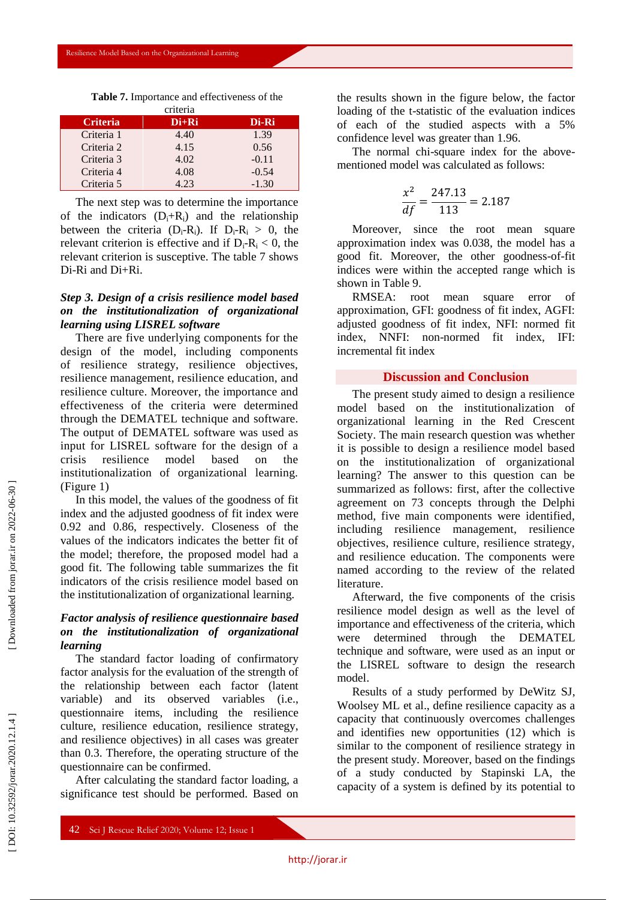**Table 7.** Importance and effectiveness of the criteria

| Criteria | Di+Ri | Di-Ri |
|---|---|---|
| Criteria 1 | 4.40 | 1.39 |
| Criteria 2 | 4.15 | 0.56 |
| Criteria 3 | 4.02 | -0.11 |
| Criteria 4 | 4.08 | -0.54 |
| Criteria 5 | 4.23 | -1.30 |

The next step was to determine the importance of the indicators ($D_i$+$R_i$) and the relationship between the criteria ($D_i$-$R_i$). If $D_i$-$R_i$ > 0, the relevant criterion is effective and if $D_i$-$R_i$ < 0, the relevant criterion is susceptive. The table 7 shows Di-Ri and Di+Ri.

***Step 3. Design of a crisis resilience model based on the institutionalization of organizational learning using LISREL software***

There are five underlying components for the design of the model, including components of resilience strategy, resilience objectives, resilience management, resilience education, and resilience culture. Moreover, the importance and effectiveness of the criteria were determined through the DEMATEL technique and software. The output of DEMATEL software was used as input for LISREL software for the design of a crisis resilience model based on the institutionalization of organizational learning. (Figure 1)

In this model, the values of the goodness of fit index and the adjusted goodness of fit index were 0.92 and 0.86, respectively. Closeness of the values of the indicators indicates the better fit of the model; therefore, the proposed model had a good fit. The following table summarizes the fit indicators of the crisis resilience model based on the institutionalization of organizational learning.

***Factor analysis of resilience questionnaire based on the institutionalization of organizational learning***

The standard factor loading of confirmatory factor analysis for the evaluation of the strength of the relationship between each factor (latent variable) and its observed variables (i.e., questionnaire items, including the resilience culture, resilience education, resilience strategy, and resilience objectives) in all cases was greater than 0.3. Therefore, the operating structure of the questionnaire can be confirmed.

After calculating the standard factor loading, a significance test should be performed. Based on the results shown in the figure below, the factor loading of the t-statistic of the evaluation indices of each of the studied aspects with a 5% confidence level was greater than 1.96.

The normal chi-square index for the above-mentioned model was calculated as follows:

$$\frac{x^2}{df} = \frac{247.13}{113} = 2.187$$

Moreover, since the root mean square approximation index was 0.038, the model has a good fit. Moreover, the other goodness-of-fit indices were within the accepted range which is shown in Table 9.

RMSEA: root mean square error of approximation, GFI: goodness of fit index, AGFI: adjusted goodness of fit index, NFI: normed fit index, NNFI: non-normed fit index, IFI: incremental fit index

## Discussion and Conclusion

The present study aimed to design a resilience model based on the institutionalization of organizational learning in the Red Crescent Society. The main research question was whether it is possible to design a resilience model based on the institutionalization of organizational learning? The answer to this question can be summarized as follows: first, after the collective agreement on 73 concepts through the Delphi method, five main components were identified, including resilience management, resilience objectives, resilience culture, resilience strategy, and resilience education. The components were named according to the review of the related literature.

Afterward, the five components of the crisis resilience model design as well as the level of importance and effectiveness of the criteria, which were determined through the DEMATEL technique and software, were used as an input or the LISREL software to design the research model.

Results of a study performed by DeWitz SJ, Woolsey ML et al., define resilience capacity as a capacity that continuously overcomes challenges and identifies new opportunities (12) which is similar to the component of resilience strategy in the present study. Moreover, based on the findings of a study conducted by Stapinski LA, the capacity of a system is defined by its potential to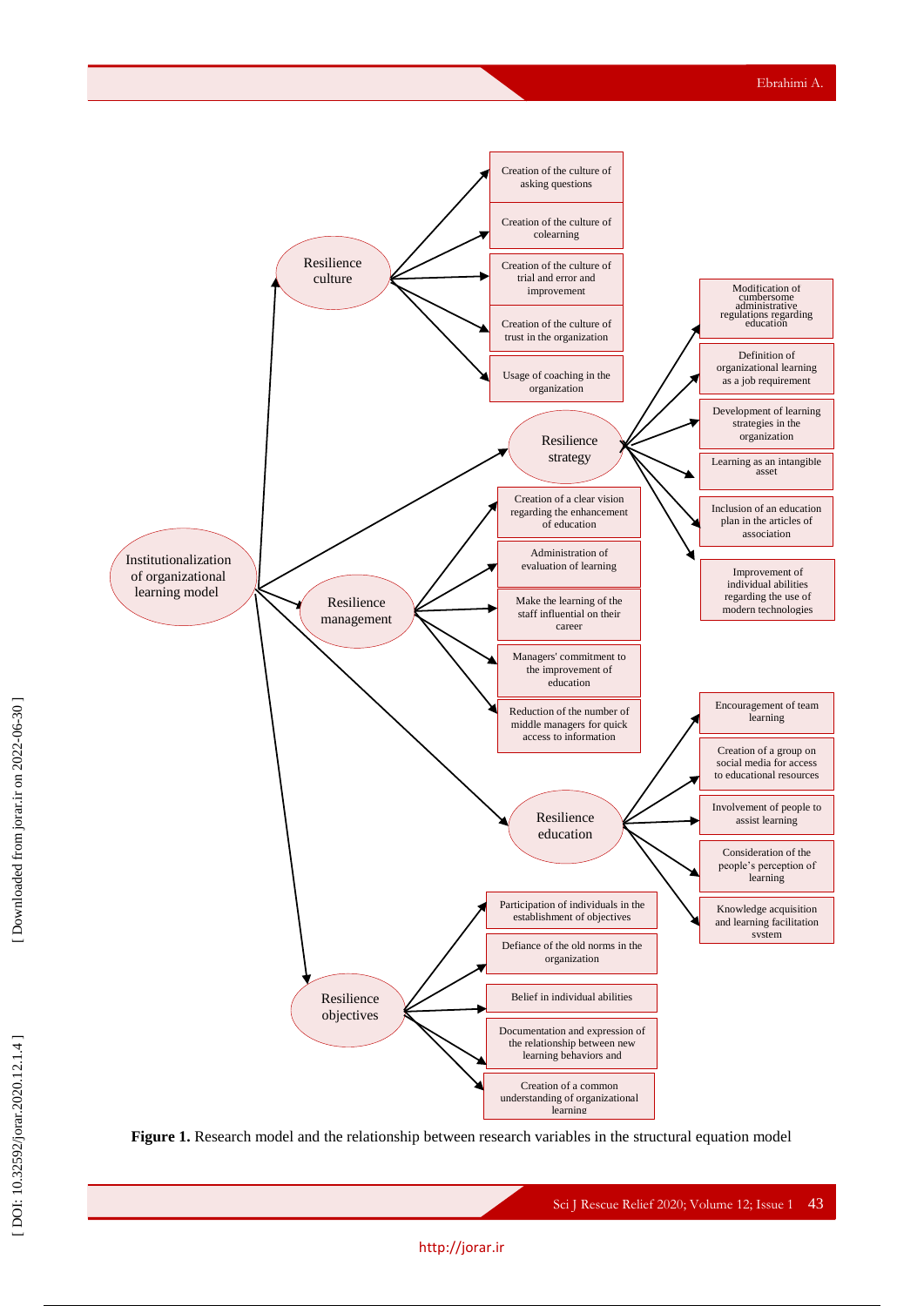Institutionalization of organizational learning model

Resilience culture
- Creation of the culture of asking questions
- Creation of the culture of colearning
- Creation of the culture of trial and error and improvement
- Creation of the culture of trust in the organization
- Usage of coaching in the organization

Resilience strategy
- Modification of cumbersome administrative regulations regarding education
- Definition of organizational learning as a job requirement
- Development of learning strategies in the organization
- Learning as an intangible asset
- Inclusion of an education plan in the articles of association
- Improvement of individual abilities regarding the use of modern technologies

Resilience management
- Creation of a clear vision regarding the enhancement of education
- Administration of evaluation of learning
- Make the learning of the staff influential on their career
- Managers' commitment to the improvement of education
- Reduction of the number of middle managers for quick access to information

Resilience education
- Encouragement of team learning
- Creation of a group on social media for access to educational resources
- Involvement of people to assist learning
- Consideration of the people's perception of learning
- Knowledge acquisition and learning facilitation system

Resilience objectives
- Participation of individuals in the establishment of objectives
- Defiance of the old norms in the organization
- Belief in individual abilities
- Documentation and expression of the relationship between new learning behaviors and
- Creation of a common understanding of organizational learning

**Figure 1.** Research model and the relationship between research variables in the structural equation model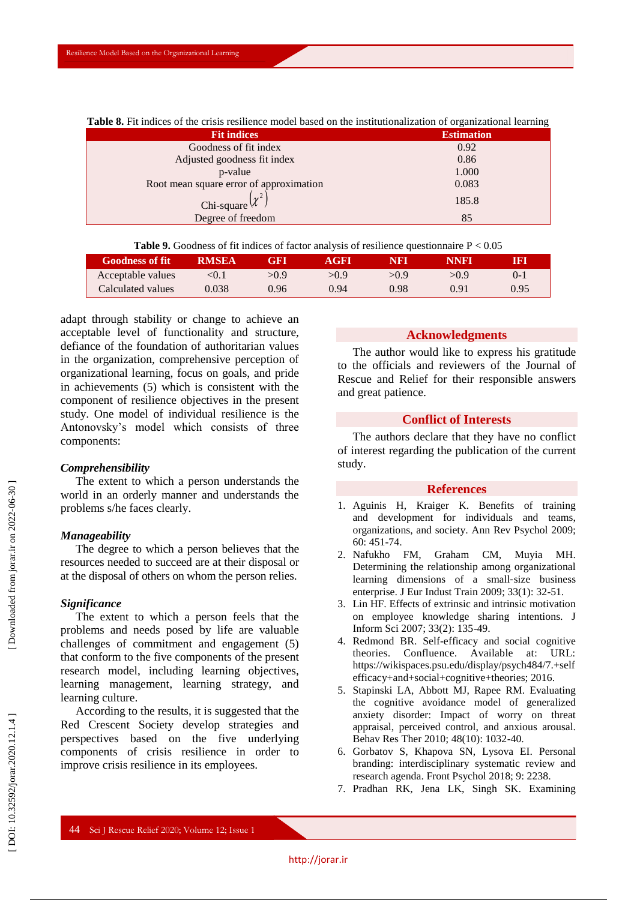**Table 8.** Fit indices of the crisis resilience model based on the institutionalization of organizational learning

| Fit indices | Estimation |
|---|---|
| Goodness of fit index | 0.92 |
| Adjusted goodness fit index | 0.86 |
| p-value | 1.000 |
| Root mean square error of approximation | 0.083 |
| Chi-square $(\chi^2)$ | 185.8 |
| Degree of freedom | 85 |

**Table 9.** Goodness of fit indices of factor analysis of resilience questionnaire $P < 0.05$

| Goodness of fit | RMSEA | GFI | AGFI | NFI | NNFI | IFI |
|---|---|---|---|---|---|---|
| Acceptable values | <0.1 | >0.9 | >0.9 | >0.9 | >0.9 | 0-1 |
| Calculated values | 0.038 | 0.96 | 0.94 | 0.98 | 0.91 | 0.95 |

adapt through stability or change to achieve an acceptable level of functionality and structure, defiance of the foundation of authoritarian values in the organization, comprehensive perception of organizational learning, focus on goals, and pride in achievements (5) which is consistent with the component of resilience objectives in the present study. One model of individual resilience is the Antonovsky's model which consists of three components:

***Comprehensibility***

The extent to which a person understands the world in an orderly manner and understands the problems s/he faces clearly.

***Manageability***

The degree to which a person believes that the resources needed to succeed are at their disposal or at the disposal of others on whom the person relies.

***Significance***

The extent to which a person feels that the problems and needs posed by life are valuable challenges of commitment and engagement (5) that conform to the five components of the present research model, including learning objectives, learning management, learning strategy, and learning culture.

According to the results, it is suggested that the Red Crescent Society develop strategies and perspectives based on the five underlying components of crisis resilience in order to improve crisis resilience in its employees.

## Acknowledgments

The author would like to express his gratitude to the officials and reviewers of the Journal of Rescue and Relief for their responsible answers and great patience.

## Conflict of Interests

The authors declare that they have no conflict of interest regarding the publication of the current study.

## References

1. Aguinis H, Kraiger K. Benefits of training and development for individuals and teams, organizations, and society. Ann Rev Psychol 2009; 60: 451-74.
2. Nafukho FM, Graham CM, Muyia MH. Determining the relationship among organizational learning dimensions of a small-size business enterprise. J Eur Indust Train 2009; 33(1): 32-51.
3. Lin HF. Effects of extrinsic and intrinsic motivation on employee knowledge sharing intentions. J Inform Sci 2007; 33(2): 135-49.
4. Redmond BR. Self-efficacy and social cognitive theories. Confluence. Available at: URL: https://wikispaces.psu.edu/display/psych484/7.+self efficacy+and+social+cognitive+theories; 2016.
5. Stapinski LA, Abbott MJ, Rapee RM. Evaluating the cognitive avoidance model of generalized anxiety disorder: Impact of worry on threat appraisal, perceived control, and anxious arousal. Behav Res Ther 2010; 48(10): 1032-40.
6. Gorbatov S, Khapova SN, Lysova EI. Personal branding: interdisciplinary systematic review and research agenda. Front Psychol 2018; 9: 2238.
7. Pradhan RK, Jena LK, Singh SK. Examining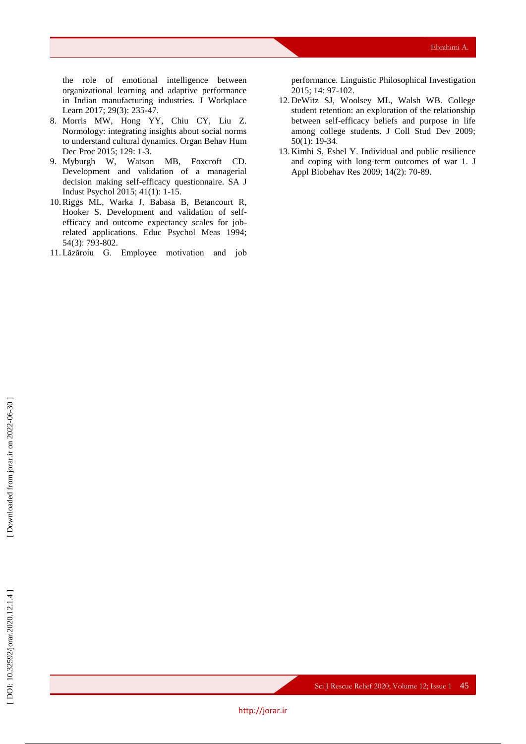the role of emotional intelligence between organizational learning and adaptive performance in Indian manufacturing industries. J Workplace Learn 2017; 29(3): 235-47.

8. Morris MW, Hong YY, Chiu CY, Liu Z. Normology: integrating insights about social norms to understand cultural dynamics. Organ Behav Hum Dec Proc 2015; 129: 1-3.
9. Myburgh W, Watson MB, Foxcroft CD. Development and validation of a managerial decision making self-efficacy questionnaire. SA J Indust Psychol 2015; 41(1): 1-15.
10. Riggs ML, Warka J, Babasa B, Betancourt R, Hooker S. Development and validation of self-efficacy and outcome expectancy scales for job-related applications. Educ Psychol Meas 1994; 54(3): 793-802.
11. Lăzăroiu G. Employee motivation and job performance. Linguistic Philosophical Investigation 2015; 14: 97-102.
12. DeWitz SJ, Woolsey ML, Walsh WB. College student retention: an exploration of the relationship between self-efficacy beliefs and purpose in life among college students. J Coll Stud Dev 2009; 50(1): 19-34.
13. Kimhi S, Eshel Y. Individual and public resilience and coping with long-term outcomes of war 1. J Appl Biobehav Res 2009; 14(2): 70-89.